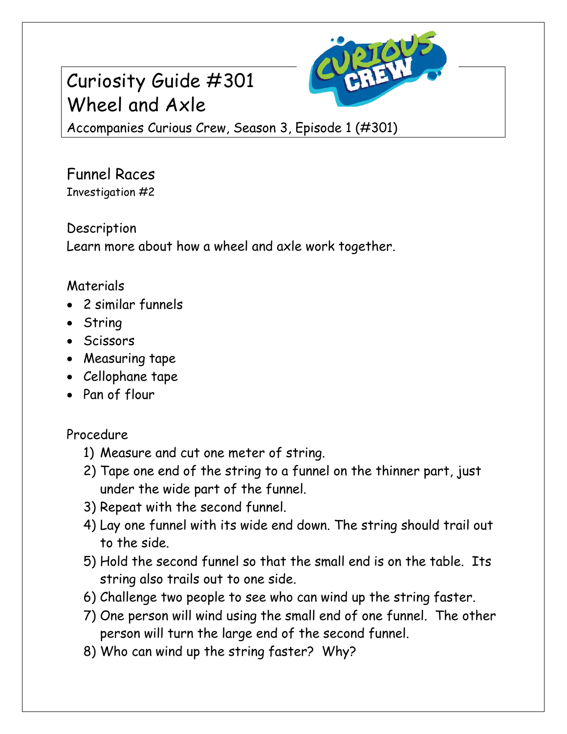# Curiosity Guide #301
# Wheel and Axle

Accompanies Curious Crew, Season 3, Episode 1 (#301)

## Funnel Races

Investigation #2

### Description

Learn more about how a wheel and axle work together.

### Materials

- 2 similar funnels
- String
- Scissors
- Measuring tape
- Cellophane tape
- Pan of flour

### Procedure

1) Measure and cut one meter of string.
2) Tape one end of the string to a funnel on the thinner part, just under the wide part of the funnel.
3) Repeat with the second funnel.
4) Lay one funnel with its wide end down. The string should trail out to the side.
5) Hold the second funnel so that the small end is on the table. Its string also trails out to one side.
6) Challenge two people to see who can wind up the string faster.
7) One person will wind using the small end of one funnel. The other person will turn the large end of the second funnel.
8) Who can wind up the string faster? Why?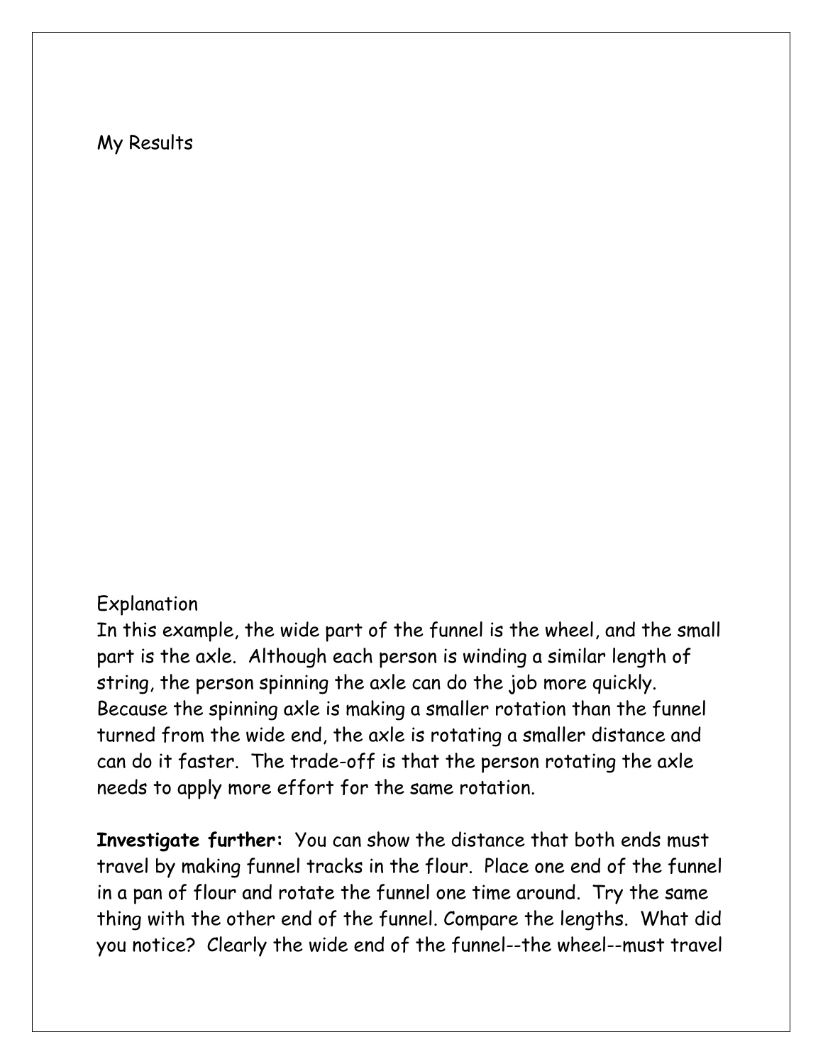My Results

Explanation

In this example, the wide part of the funnel is the wheel, and the small part is the axle. Although each person is winding a similar length of string, the person spinning the axle can do the job more quickly. Because the spinning axle is making a smaller rotation than the funnel turned from the wide end, the axle is rotating a smaller distance and can do it faster. The trade-off is that the person rotating the axle needs to apply more effort for the same rotation.

**Investigate further:** You can show the distance that both ends must travel by making funnel tracks in the flour. Place one end of the funnel in a pan of flour and rotate the funnel one time around. Try the same thing with the other end of the funnel. Compare the lengths. What did you notice? Clearly the wide end of the funnel--the wheel--must travel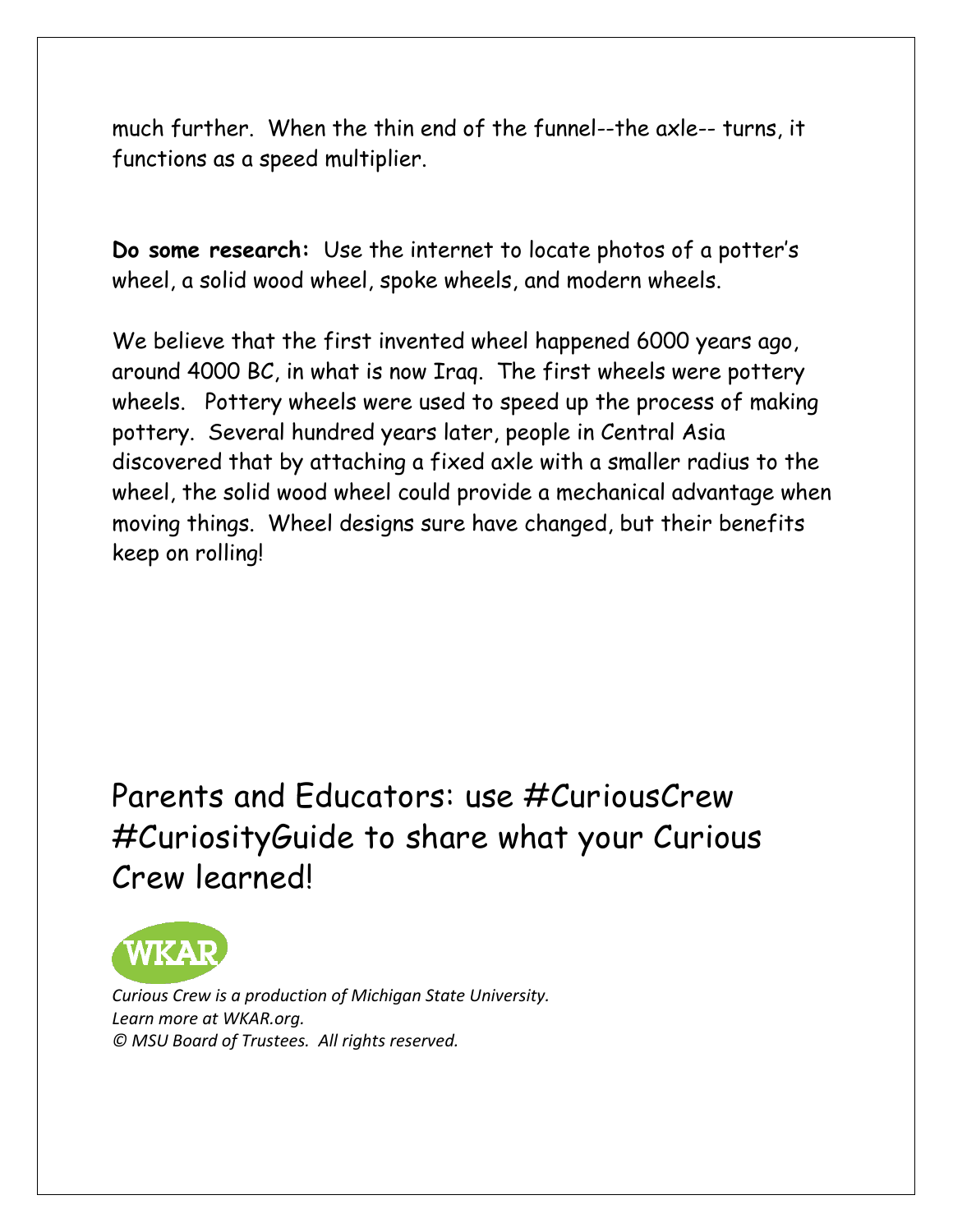much further. When the thin end of the funnel--the axle-- turns, it functions as a speed multiplier.

**Do some research:** Use the internet to locate photos of a potter's wheel, a solid wood wheel, spoke wheels, and modern wheels.

We believe that the first invented wheel happened 6000 years ago, around 4000 BC, in what is now Iraq. The first wheels were pottery wheels. Pottery wheels were used to speed up the process of making pottery. Several hundred years later, people in Central Asia discovered that by attaching a fixed axle with a smaller radius to the wheel, the solid wood wheel could provide a mechanical advantage when moving things. Wheel designs sure have changed, but their benefits keep on rolling!

## Parents and Educators: use #CuriousCrew #CuriosityGuide to share what your Curious Crew learned!

WKAR

*Curious Crew is a production of Michigan State University.*
*Learn more at WKAR.org.*
*© MSU Board of Trustees. All rights reserved.*